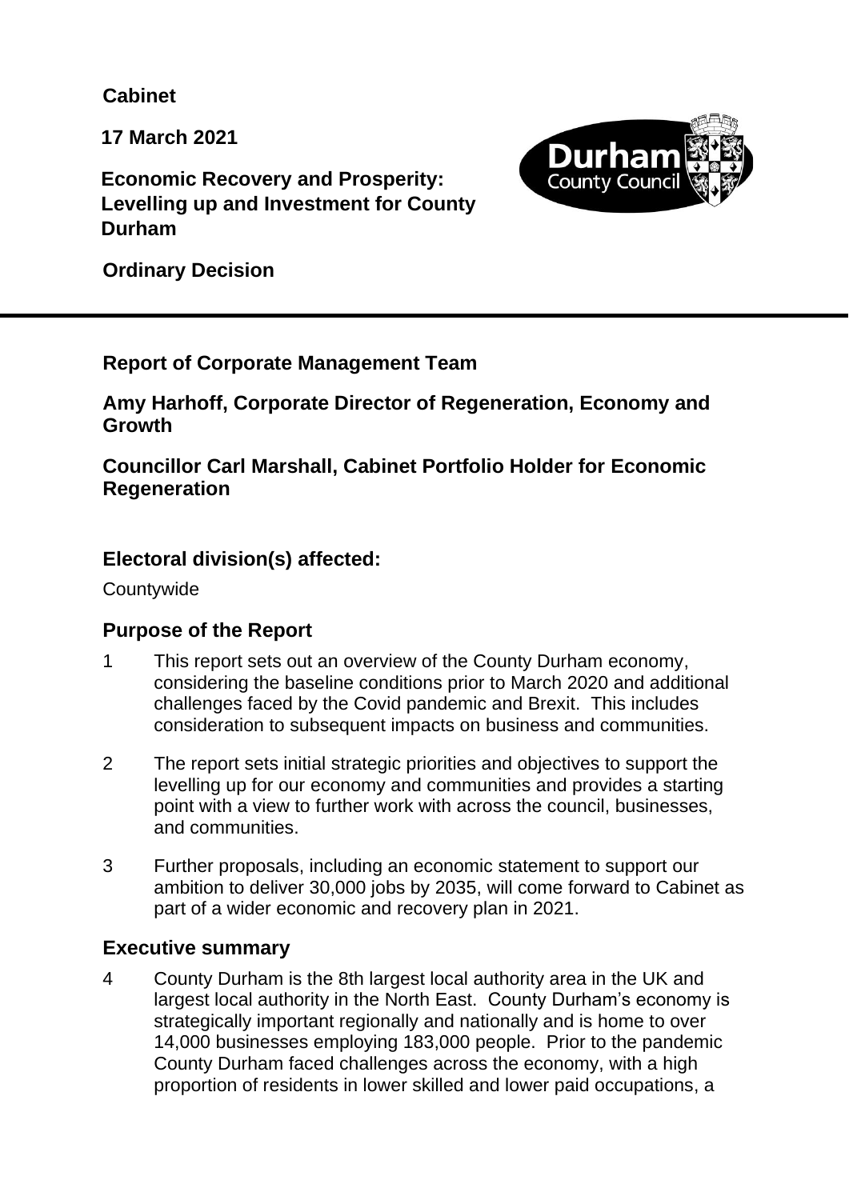**Cabinet**

**17 March 2021**

**Economic Recovery and Prosperity: Levelling up and Investment for County Durham**

**Ordinary Decision**

---

**Report of Corporate Management Team**

**Amy Harhoff, Corporate Director of Regeneration, Economy and Growth**

**Councillor Carl Marshall, Cabinet Portfolio Holder for Economic Regeneration**

## Electoral division(s) affected:

Countywide

## Purpose of the Report

1. This report sets out an overview of the County Durham economy, considering the baseline conditions prior to March 2020 and additional challenges faced by the Covid pandemic and Brexit. This includes consideration to subsequent impacts on business and communities.

2. The report sets initial strategic priorities and objectives to support the levelling up for our economy and communities and provides a starting point with a view to further work with across the council, businesses, and communities.

3. Further proposals, including an economic statement to support our ambition to deliver 30,000 jobs by 2035, will come forward to Cabinet as part of a wider economic and recovery plan in 2021.

## Executive summary

4. County Durham is the 8th largest local authority area in the UK and largest local authority in the North East. County Durham's economy is strategically important regionally and nationally and is home to over 14,000 businesses employing 183,000 people. Prior to the pandemic County Durham faced challenges across the economy, with a high proportion of residents in lower skilled and lower paid occupations, a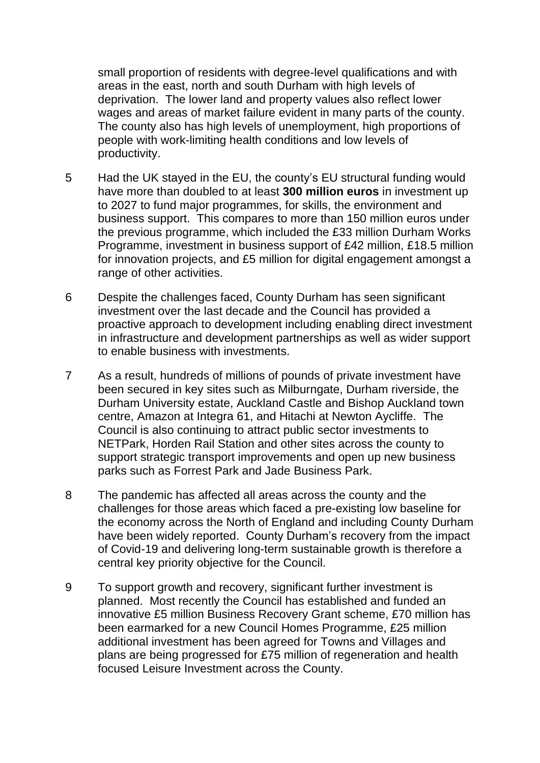small proportion of residents with degree-level qualifications and with areas in the east, north and south Durham with high levels of deprivation. The lower land and property values also reflect lower wages and areas of market failure evident in many parts of the county. The county also has high levels of unemployment, high proportions of people with work-limiting health conditions and low levels of productivity.

5 Had the UK stayed in the EU, the county's EU structural funding would have more than doubled to at least **300 million euros** in investment up to 2027 to fund major programmes, for skills, the environment and business support. This compares to more than 150 million euros under the previous programme, which included the £33 million Durham Works Programme, investment in business support of £42 million, £18.5 million for innovation projects, and £5 million for digital engagement amongst a range of other activities.

6 Despite the challenges faced, County Durham has seen significant investment over the last decade and the Council has provided a proactive approach to development including enabling direct investment in infrastructure and development partnerships as well as wider support to enable business with investments.

7 As a result, hundreds of millions of pounds of private investment have been secured in key sites such as Milburngate, Durham riverside, the Durham University estate, Auckland Castle and Bishop Auckland town centre, Amazon at Integra 61, and Hitachi at Newton Aycliffe. The Council is also continuing to attract public sector investments to NETPark, Horden Rail Station and other sites across the county to support strategic transport improvements and open up new business parks such as Forrest Park and Jade Business Park.

8 The pandemic has affected all areas across the county and the challenges for those areas which faced a pre-existing low baseline for the economy across the North of England and including County Durham have been widely reported. County Durham's recovery from the impact of Covid-19 and delivering long-term sustainable growth is therefore a central key priority objective for the Council.

9 To support growth and recovery, significant further investment is planned. Most recently the Council has established and funded an innovative £5 million Business Recovery Grant scheme, £70 million has been earmarked for a new Council Homes Programme, £25 million additional investment has been agreed for Towns and Villages and plans are being progressed for £75 million of regeneration and health focused Leisure Investment across the County.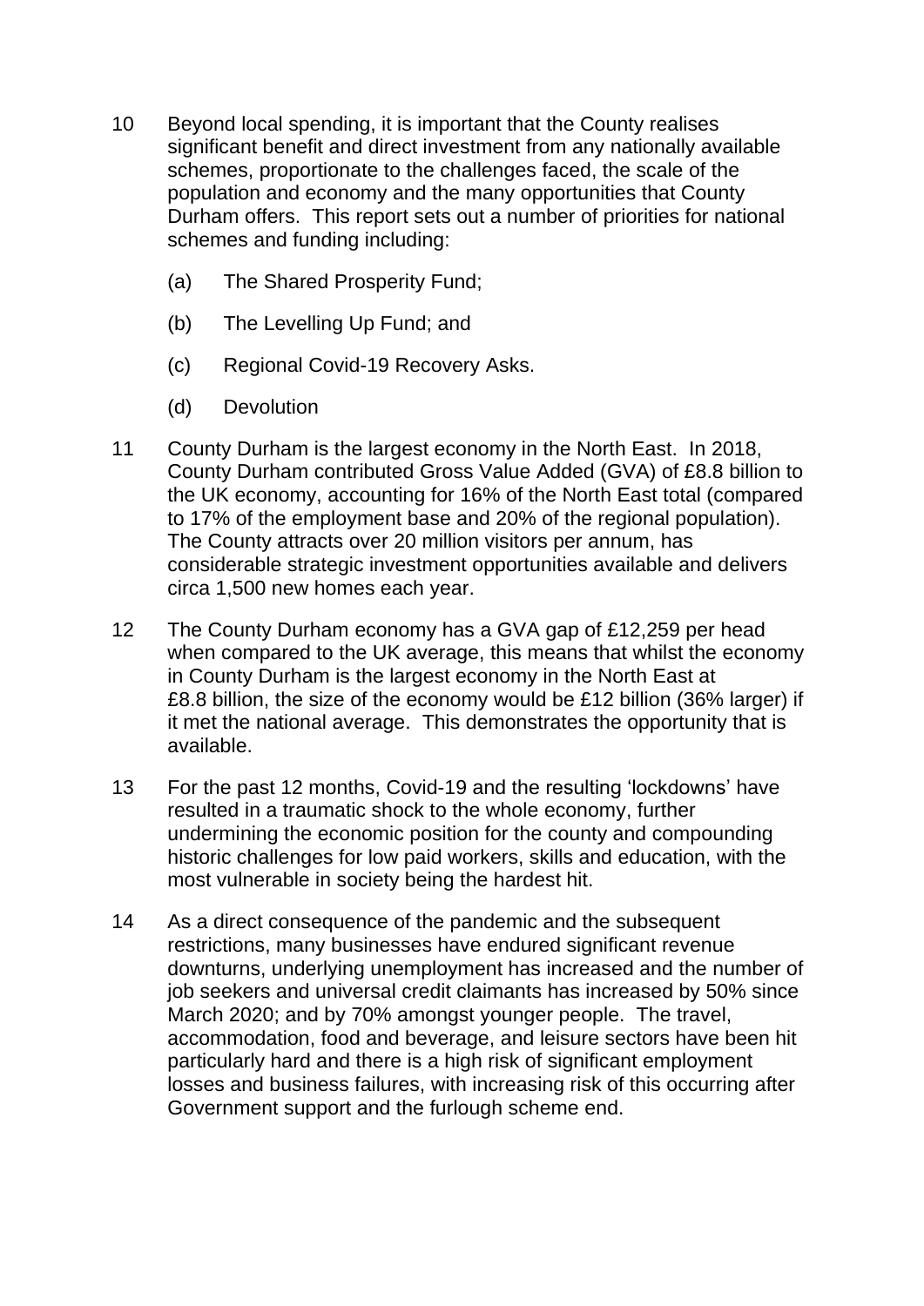10 Beyond local spending, it is important that the County realises significant benefit and direct investment from any nationally available schemes, proportionate to the challenges faced, the scale of the population and economy and the many opportunities that County Durham offers. This report sets out a number of priorities for national schemes and funding including:

   (a) The Shared Prosperity Fund;

   (b) The Levelling Up Fund; and

   (c) Regional Covid-19 Recovery Asks.

   (d) Devolution

11 County Durham is the largest economy in the North East. In 2018, County Durham contributed Gross Value Added (GVA) of £8.8 billion to the UK economy, accounting for 16% of the North East total (compared to 17% of the employment base and 20% of the regional population). The County attracts over 20 million visitors per annum, has considerable strategic investment opportunities available and delivers circa 1,500 new homes each year.

12 The County Durham economy has a GVA gap of £12,259 per head when compared to the UK average, this means that whilst the economy in County Durham is the largest economy in the North East at £8.8 billion, the size of the economy would be £12 billion (36% larger) if it met the national average. This demonstrates the opportunity that is available.

13 For the past 12 months, Covid-19 and the resulting 'lockdowns' have resulted in a traumatic shock to the whole economy, further undermining the economic position for the county and compounding historic challenges for low paid workers, skills and education, with the most vulnerable in society being the hardest hit.

14 As a direct consequence of the pandemic and the subsequent restrictions, many businesses have endured significant revenue downturns, underlying unemployment has increased and the number of job seekers and universal credit claimants has increased by 50% since March 2020; and by 70% amongst younger people. The travel, accommodation, food and beverage, and leisure sectors have been hit particularly hard and there is a high risk of significant employment losses and business failures, with increasing risk of this occurring after Government support and the furlough scheme end.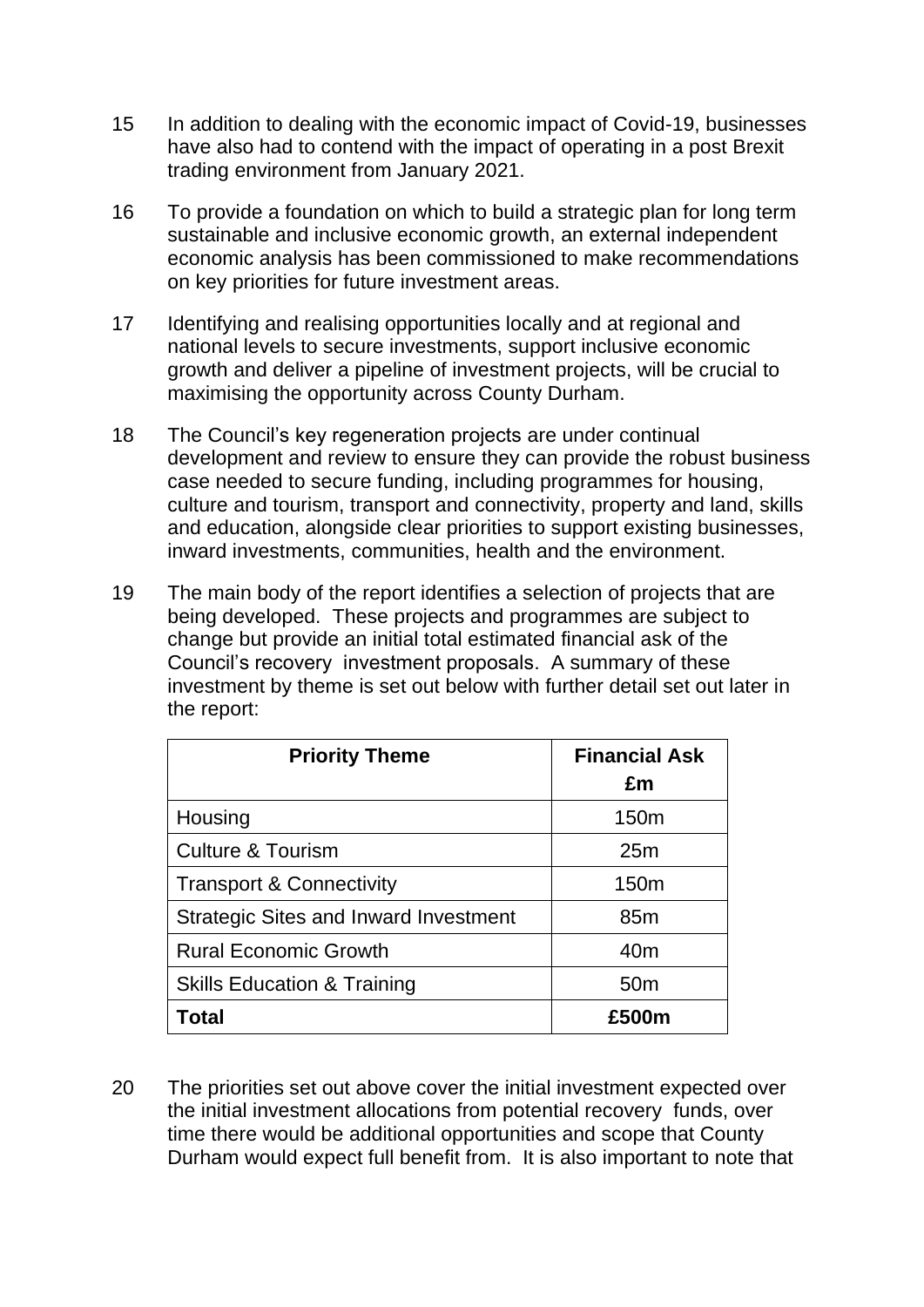15 In addition to dealing with the economic impact of Covid-19, businesses have also had to contend with the impact of operating in a post Brexit trading environment from January 2021.

16 To provide a foundation on which to build a strategic plan for long term sustainable and inclusive economic growth, an external independent economic analysis has been commissioned to make recommendations on key priorities for future investment areas.

17 Identifying and realising opportunities locally and at regional and national levels to secure investments, support inclusive economic growth and deliver a pipeline of investment projects, will be crucial to maximising the opportunity across County Durham.

18 The Council's key regeneration projects are under continual development and review to ensure they can provide the robust business case needed to secure funding, including programmes for housing, culture and tourism, transport and connectivity, property and land, skills and education, alongside clear priorities to support existing businesses, inward investments, communities, health and the environment.

19 The main body of the report identifies a selection of projects that are being developed. These projects and programmes are subject to change but provide an initial total estimated financial ask of the Council's recovery investment proposals. A summary of these investment by theme is set out below with further detail set out later in the report:

| Priority Theme | Financial Ask £m |
|---|---|
| Housing | 150m |
| Culture & Tourism | 25m |
| Transport & Connectivity | 150m |
| Strategic Sites and Inward Investment | 85m |
| Rural Economic Growth | 40m |
| Skills Education & Training | 50m |
| **Total** | **£500m** |

20 The priorities set out above cover the initial investment expected over the initial investment allocations from potential recovery funds, over time there would be additional opportunities and scope that County Durham would expect full benefit from. It is also important to note that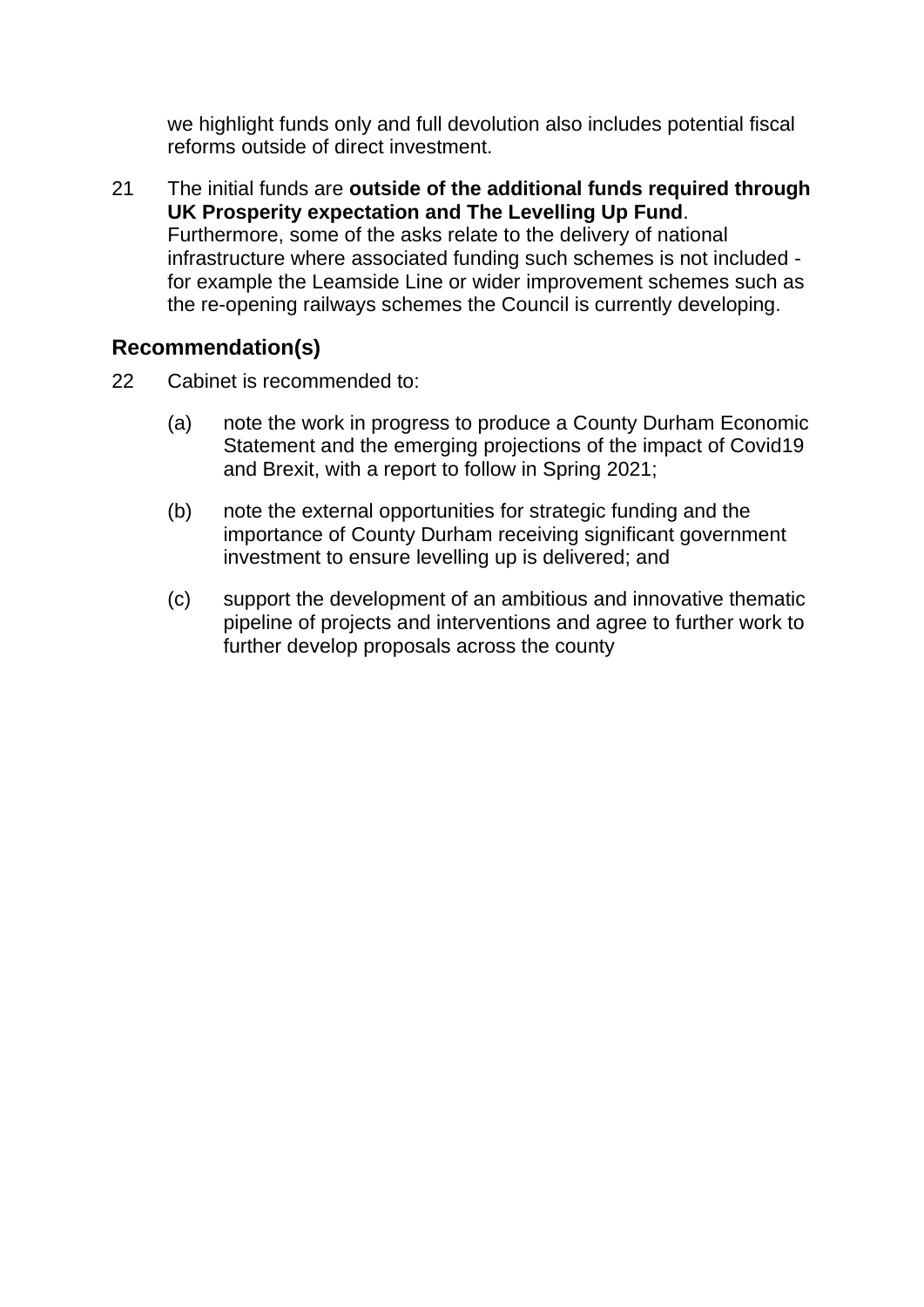we highlight funds only and full devolution also includes potential fiscal reforms outside of direct investment.

21 The initial funds are **outside of the additional funds required through UK Prosperity expectation and The Levelling Up Fund**. Furthermore, some of the asks relate to the delivery of national infrastructure where associated funding such schemes is not included - for example the Leamside Line or wider improvement schemes such as the re-opening railways schemes the Council is currently developing.

## Recommendation(s)

22 Cabinet is recommended to:

(a) note the work in progress to produce a County Durham Economic Statement and the emerging projections of the impact of Covid19 and Brexit, with a report to follow in Spring 2021;

(b) note the external opportunities for strategic funding and the importance of County Durham receiving significant government investment to ensure levelling up is delivered; and

(c) support the development of an ambitious and innovative thematic pipeline of projects and interventions and agree to further work to further develop proposals across the county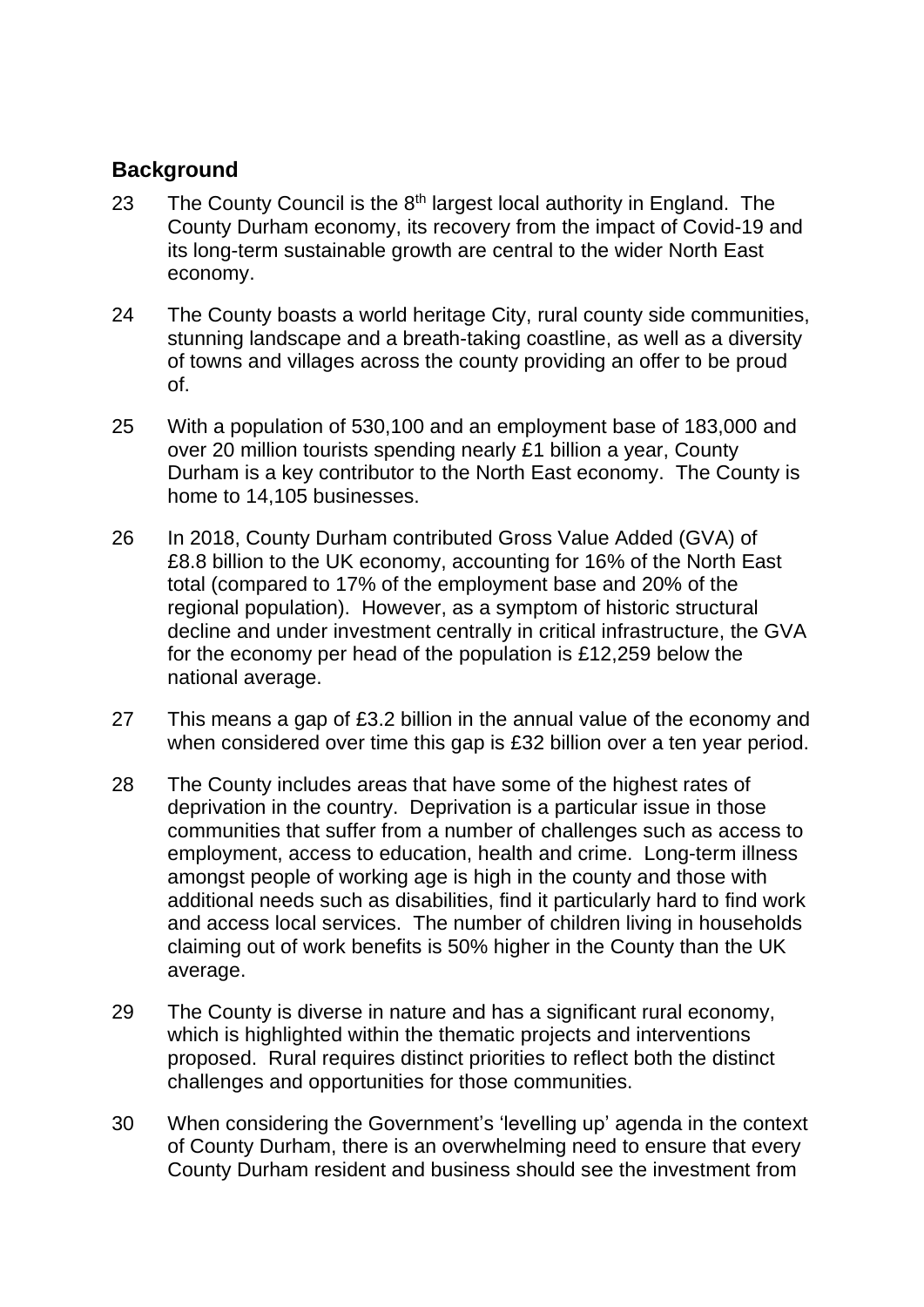## Background

23 The County Council is the 8th largest local authority in England. The County Durham economy, its recovery from the impact of Covid-19 and its long-term sustainable growth are central to the wider North East economy.

24 The County boasts a world heritage City, rural county side communities, stunning landscape and a breath-taking coastline, as well as a diversity of towns and villages across the county providing an offer to be proud of.

25 With a population of 530,100 and an employment base of 183,000 and over 20 million tourists spending nearly £1 billion a year, County Durham is a key contributor to the North East economy. The County is home to 14,105 businesses.

26 In 2018, County Durham contributed Gross Value Added (GVA) of £8.8 billion to the UK economy, accounting for 16% of the North East total (compared to 17% of the employment base and 20% of the regional population). However, as a symptom of historic structural decline and under investment centrally in critical infrastructure, the GVA for the economy per head of the population is £12,259 below the national average.

27 This means a gap of £3.2 billion in the annual value of the economy and when considered over time this gap is £32 billion over a ten year period.

28 The County includes areas that have some of the highest rates of deprivation in the country. Deprivation is a particular issue in those communities that suffer from a number of challenges such as access to employment, access to education, health and crime. Long-term illness amongst people of working age is high in the county and those with additional needs such as disabilities, find it particularly hard to find work and access local services. The number of children living in households claiming out of work benefits is 50% higher in the County than the UK average.

29 The County is diverse in nature and has a significant rural economy, which is highlighted within the thematic projects and interventions proposed. Rural requires distinct priorities to reflect both the distinct challenges and opportunities for those communities.

30 When considering the Government's 'levelling up' agenda in the context of County Durham, there is an overwhelming need to ensure that every County Durham resident and business should see the investment from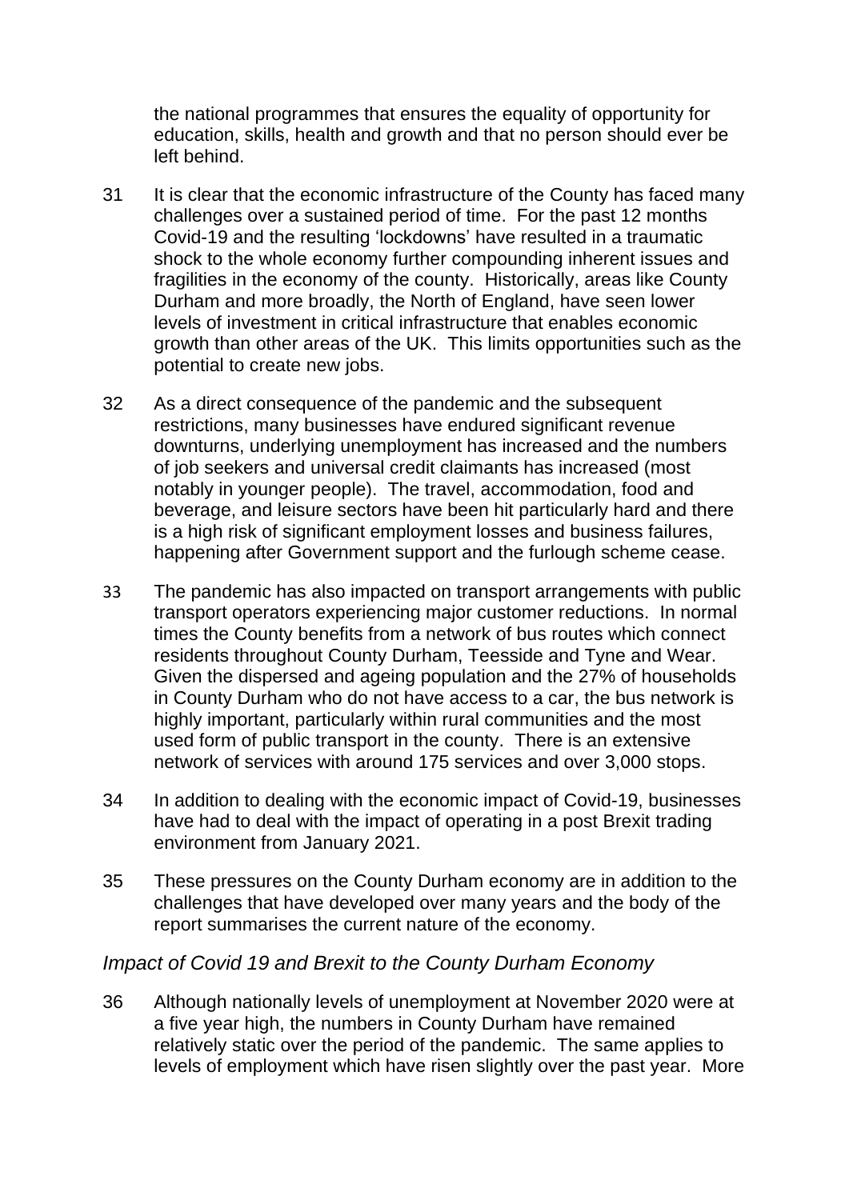the national programmes that ensures the equality of opportunity for education, skills, health and growth and that no person should ever be left behind.

31 It is clear that the economic infrastructure of the County has faced many challenges over a sustained period of time. For the past 12 months Covid-19 and the resulting 'lockdowns' have resulted in a traumatic shock to the whole economy further compounding inherent issues and fragilities in the economy of the county. Historically, areas like County Durham and more broadly, the North of England, have seen lower levels of investment in critical infrastructure that enables economic growth than other areas of the UK. This limits opportunities such as the potential to create new jobs.

32 As a direct consequence of the pandemic and the subsequent restrictions, many businesses have endured significant revenue downturns, underlying unemployment has increased and the numbers of job seekers and universal credit claimants has increased (most notably in younger people). The travel, accommodation, food and beverage, and leisure sectors have been hit particularly hard and there is a high risk of significant employment losses and business failures, happening after Government support and the furlough scheme cease.

33 The pandemic has also impacted on transport arrangements with public transport operators experiencing major customer reductions. In normal times the County benefits from a network of bus routes which connect residents throughout County Durham, Teesside and Tyne and Wear. Given the dispersed and ageing population and the 27% of households in County Durham who do not have access to a car, the bus network is highly important, particularly within rural communities and the most used form of public transport in the county. There is an extensive network of services with around 175 services and over 3,000 stops.

34 In addition to dealing with the economic impact of Covid-19, businesses have had to deal with the impact of operating in a post Brexit trading environment from January 2021.

35 These pressures on the County Durham economy are in addition to the challenges that have developed over many years and the body of the report summarises the current nature of the economy.

### *Impact of Covid 19 and Brexit to the County Durham Economy*

36 Although nationally levels of unemployment at November 2020 were at a five year high, the numbers in County Durham have remained relatively static over the period of the pandemic. The same applies to levels of employment which have risen slightly over the past year. More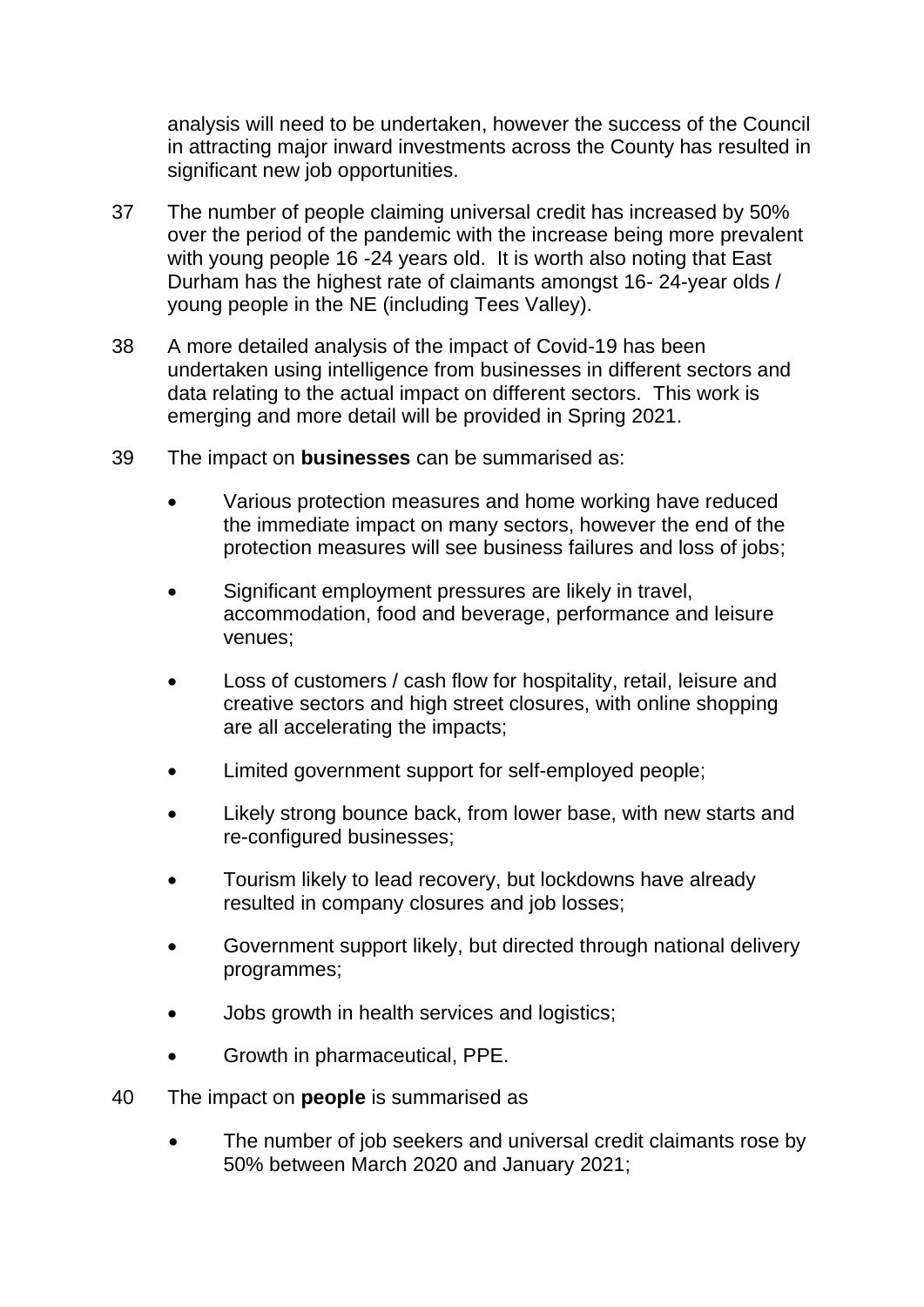analysis will need to be undertaken, however the success of the Council in attracting major inward investments across the County has resulted in significant new job opportunities.

37 The number of people claiming universal credit has increased by 50% over the period of the pandemic with the increase being more prevalent with young people 16 -24 years old. It is worth also noting that East Durham has the highest rate of claimants amongst 16- 24-year olds / young people in the NE (including Tees Valley).

38 A more detailed analysis of the impact of Covid-19 has been undertaken using intelligence from businesses in different sectors and data relating to the actual impact on different sectors. This work is emerging and more detail will be provided in Spring 2021.

39 The impact on **businesses** can be summarised as:

- Various protection measures and home working have reduced the immediate impact on many sectors, however the end of the protection measures will see business failures and loss of jobs;
- Significant employment pressures are likely in travel, accommodation, food and beverage, performance and leisure venues;
- Loss of customers / cash flow for hospitality, retail, leisure and creative sectors and high street closures, with online shopping are all accelerating the impacts;
- Limited government support for self-employed people;
- Likely strong bounce back, from lower base, with new starts and re-configured businesses;
- Tourism likely to lead recovery, but lockdowns have already resulted in company closures and job losses;
- Government support likely, but directed through national delivery programmes;
- Jobs growth in health services and logistics;
- Growth in pharmaceutical, PPE.

40 The impact on **people** is summarised as

- The number of job seekers and universal credit claimants rose by 50% between March 2020 and January 2021;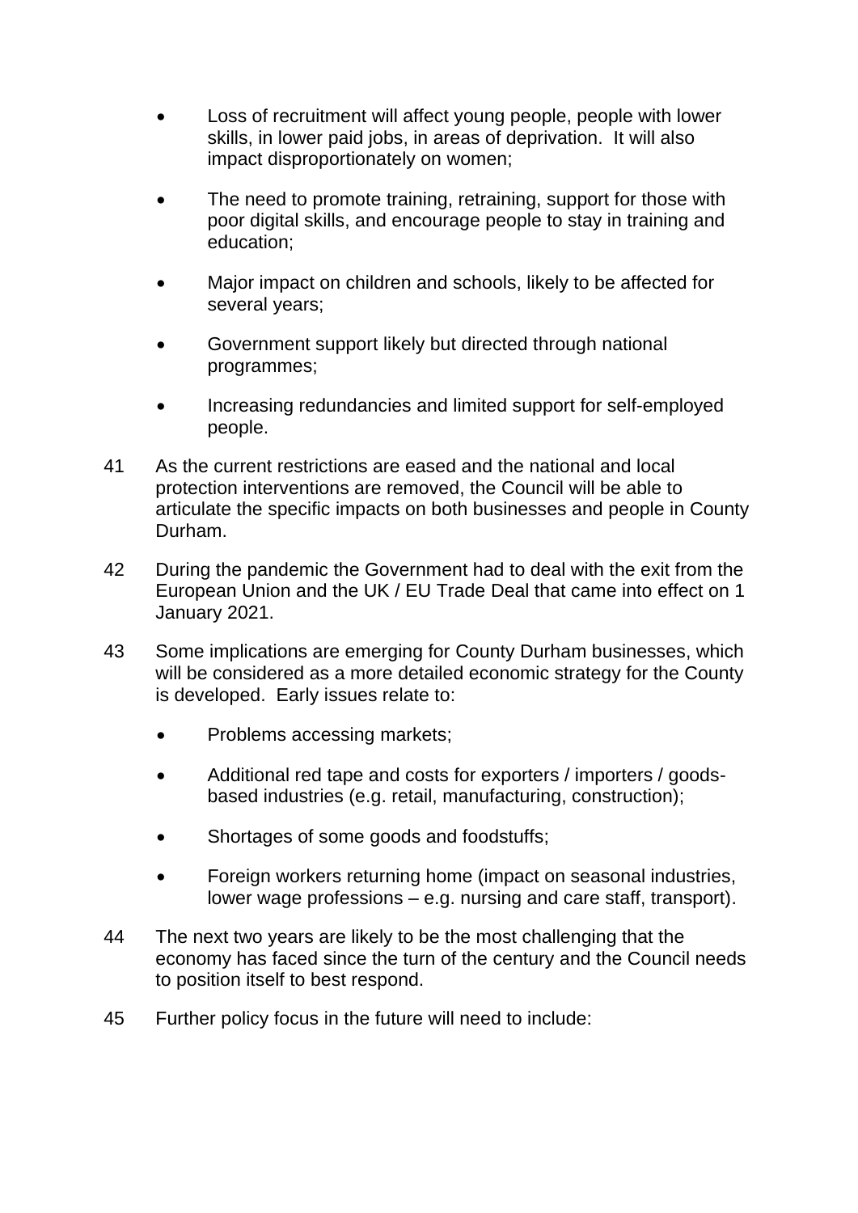- Loss of recruitment will affect young people, people with lower skills, in lower paid jobs, in areas of deprivation. It will also impact disproportionately on women;

- The need to promote training, retraining, support for those with poor digital skills, and encourage people to stay in training and education;

- Major impact on children and schools, likely to be affected for several years;

- Government support likely but directed through national programmes;

- Increasing redundancies and limited support for self-employed people.

41 As the current restrictions are eased and the national and local protection interventions are removed, the Council will be able to articulate the specific impacts on both businesses and people in County Durham.

42 During the pandemic the Government had to deal with the exit from the European Union and the UK / EU Trade Deal that came into effect on 1 January 2021.

43 Some implications are emerging for County Durham businesses, which will be considered as a more detailed economic strategy for the County is developed. Early issues relate to:

- Problems accessing markets;

- Additional red tape and costs for exporters / importers / goods-based industries (e.g. retail, manufacturing, construction);

- Shortages of some goods and foodstuffs;

- Foreign workers returning home (impact on seasonal industries, lower wage professions – e.g. nursing and care staff, transport).

44 The next two years are likely to be the most challenging that the economy has faced since the turn of the century and the Council needs to position itself to best respond.

45 Further policy focus in the future will need to include: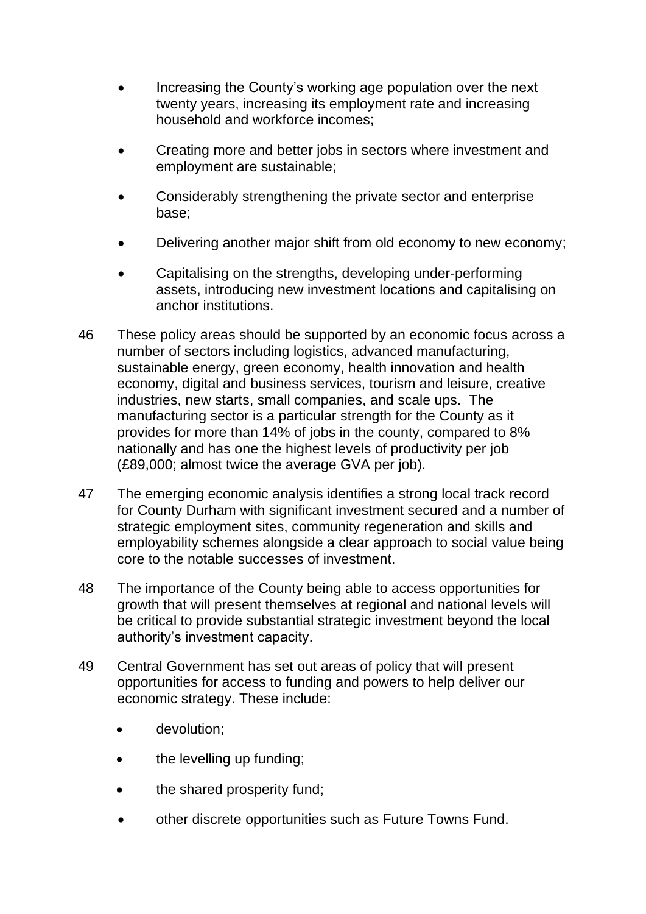- Increasing the County's working age population over the next twenty years, increasing its employment rate and increasing household and workforce incomes;
- Creating more and better jobs in sectors where investment and employment are sustainable;
- Considerably strengthening the private sector and enterprise base;
- Delivering another major shift from old economy to new economy;
- Capitalising on the strengths, developing under-performing assets, introducing new investment locations and capitalising on anchor institutions.

46 These policy areas should be supported by an economic focus across a number of sectors including logistics, advanced manufacturing, sustainable energy, green economy, health innovation and health economy, digital and business services, tourism and leisure, creative industries, new starts, small companies, and scale ups. The manufacturing sector is a particular strength for the County as it provides for more than 14% of jobs in the county, compared to 8% nationally and has one the highest levels of productivity per job (£89,000; almost twice the average GVA per job).

47 The emerging economic analysis identifies a strong local track record for County Durham with significant investment secured and a number of strategic employment sites, community regeneration and skills and employability schemes alongside a clear approach to social value being core to the notable successes of investment.

48 The importance of the County being able to access opportunities for growth that will present themselves at regional and national levels will be critical to provide substantial strategic investment beyond the local authority's investment capacity.

49 Central Government has set out areas of policy that will present opportunities for access to funding and powers to help deliver our economic strategy. These include:

- devolution;
- the levelling up funding;
- the shared prosperity fund;
- other discrete opportunities such as Future Towns Fund.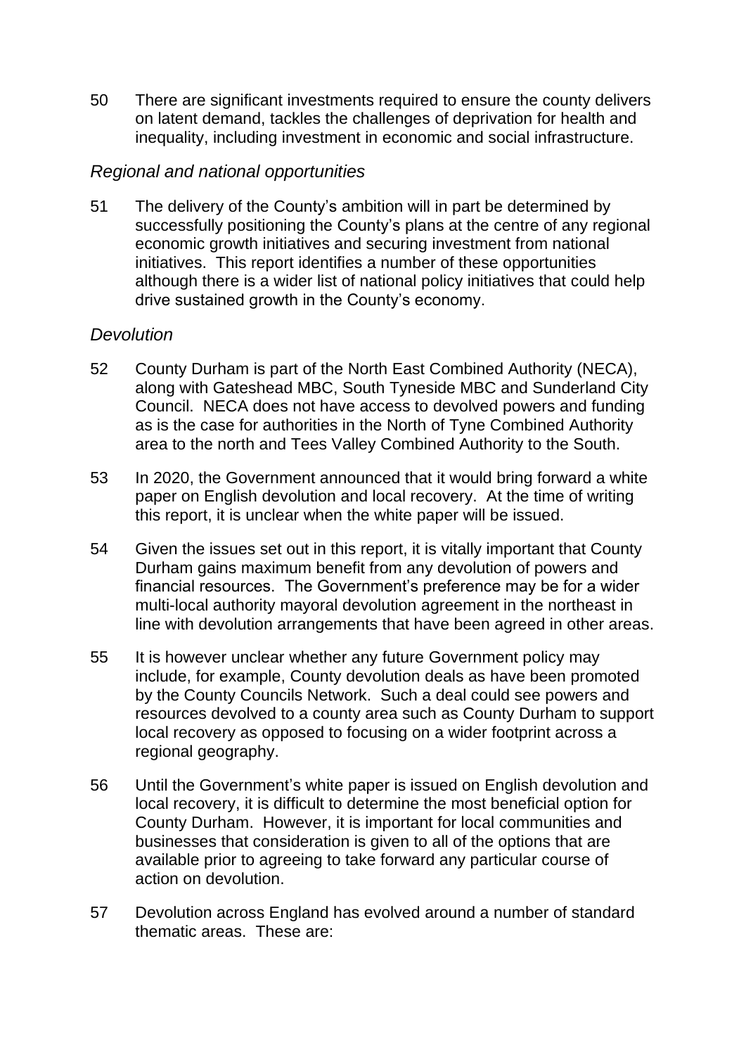50 There are significant investments required to ensure the county delivers on latent demand, tackles the challenges of deprivation for health and inequality, including investment in economic and social infrastructure.

*Regional and national opportunities*

51 The delivery of the County's ambition will in part be determined by successfully positioning the County's plans at the centre of any regional economic growth initiatives and securing investment from national initiatives. This report identifies a number of these opportunities although there is a wider list of national policy initiatives that could help drive sustained growth in the County's economy.

*Devolution*

52 County Durham is part of the North East Combined Authority (NECA), along with Gateshead MBC, South Tyneside MBC and Sunderland City Council. NECA does not have access to devolved powers and funding as is the case for authorities in the North of Tyne Combined Authority area to the north and Tees Valley Combined Authority to the South.

53 In 2020, the Government announced that it would bring forward a white paper on English devolution and local recovery. At the time of writing this report, it is unclear when the white paper will be issued.

54 Given the issues set out in this report, it is vitally important that County Durham gains maximum benefit from any devolution of powers and financial resources. The Government's preference may be for a wider multi-local authority mayoral devolution agreement in the northeast in line with devolution arrangements that have been agreed in other areas.

55 It is however unclear whether any future Government policy may include, for example, County devolution deals as have been promoted by the County Councils Network. Such a deal could see powers and resources devolved to a county area such as County Durham to support local recovery as opposed to focusing on a wider footprint across a regional geography.

56 Until the Government's white paper is issued on English devolution and local recovery, it is difficult to determine the most beneficial option for County Durham. However, it is important for local communities and businesses that consideration is given to all of the options that are available prior to agreeing to take forward any particular course of action on devolution.

57 Devolution across England has evolved around a number of standard thematic areas. These are: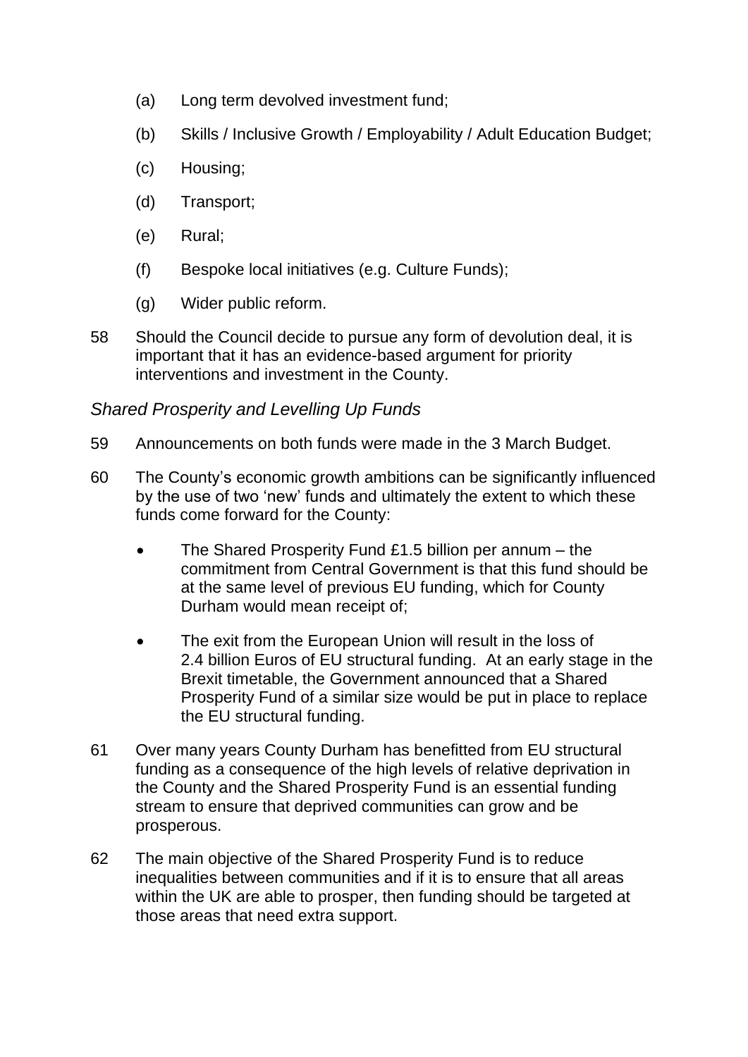(a) Long term devolved investment fund;

(b) Skills / Inclusive Growth / Employability / Adult Education Budget;

(c) Housing;

(d) Transport;

(e) Rural;

(f) Bespoke local initiatives (e.g. Culture Funds);

(g) Wider public reform.

58 Should the Council decide to pursue any form of devolution deal, it is important that it has an evidence-based argument for priority interventions and investment in the County.

*Shared Prosperity and Levelling Up Funds*

59 Announcements on both funds were made in the 3 March Budget.

60 The County's economic growth ambitions can be significantly influenced by the use of two 'new' funds and ultimately the extent to which these funds come forward for the County:

- The Shared Prosperity Fund £1.5 billion per annum – the commitment from Central Government is that this fund should be at the same level of previous EU funding, which for County Durham would mean receipt of;
- The exit from the European Union will result in the loss of 2.4 billion Euros of EU structural funding. At an early stage in the Brexit timetable, the Government announced that a Shared Prosperity Fund of a similar size would be put in place to replace the EU structural funding.

61 Over many years County Durham has benefitted from EU structural funding as a consequence of the high levels of relative deprivation in the County and the Shared Prosperity Fund is an essential funding stream to ensure that deprived communities can grow and be prosperous.

62 The main objective of the Shared Prosperity Fund is to reduce inequalities between communities and if it is to ensure that all areas within the UK are able to prosper, then funding should be targeted at those areas that need extra support.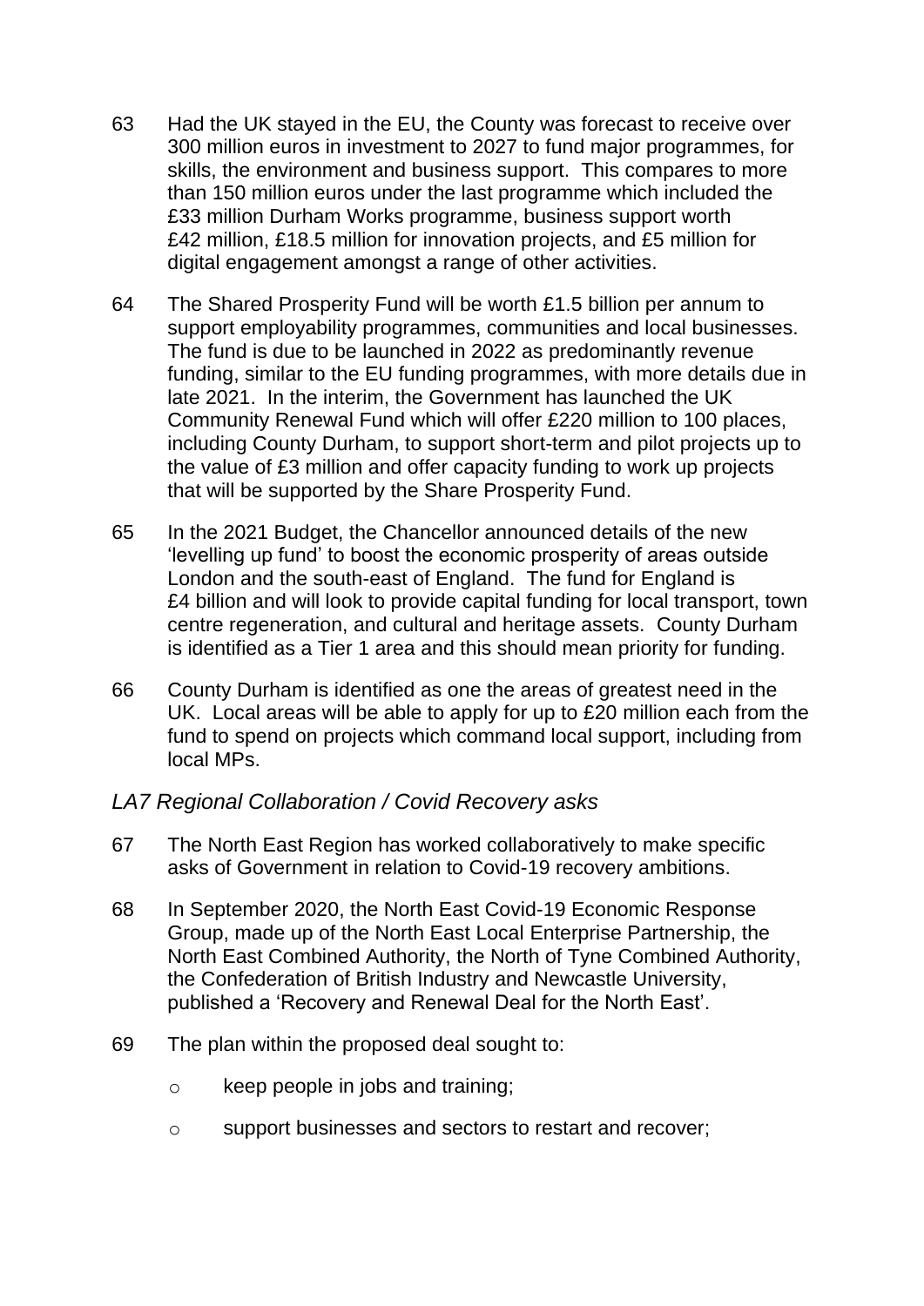63 Had the UK stayed in the EU, the County was forecast to receive over 300 million euros in investment to 2027 to fund major programmes, for skills, the environment and business support. This compares to more than 150 million euros under the last programme which included the £33 million Durham Works programme, business support worth £42 million, £18.5 million for innovation projects, and £5 million for digital engagement amongst a range of other activities.

64 The Shared Prosperity Fund will be worth £1.5 billion per annum to support employability programmes, communities and local businesses. The fund is due to be launched in 2022 as predominantly revenue funding, similar to the EU funding programmes, with more details due in late 2021. In the interim, the Government has launched the UK Community Renewal Fund which will offer £220 million to 100 places, including County Durham, to support short-term and pilot projects up to the value of £3 million and offer capacity funding to work up projects that will be supported by the Share Prosperity Fund.

65 In the 2021 Budget, the Chancellor announced details of the new 'levelling up fund' to boost the economic prosperity of areas outside London and the south-east of England. The fund for England is £4 billion and will look to provide capital funding for local transport, town centre regeneration, and cultural and heritage assets. County Durham is identified as a Tier 1 area and this should mean priority for funding.

66 County Durham is identified as one the areas of greatest need in the UK. Local areas will be able to apply for up to £20 million each from the fund to spend on projects which command local support, including from local MPs.

*LA7 Regional Collaboration / Covid Recovery asks*

67 The North East Region has worked collaboratively to make specific asks of Government in relation to Covid-19 recovery ambitions.

68 In September 2020, the North East Covid-19 Economic Response Group, made up of the North East Local Enterprise Partnership, the North East Combined Authority, the North of Tyne Combined Authority, the Confederation of British Industry and Newcastle University, published a 'Recovery and Renewal Deal for the North East'.

69 The plan within the proposed deal sought to:

- keep people in jobs and training;
- support businesses and sectors to restart and recover;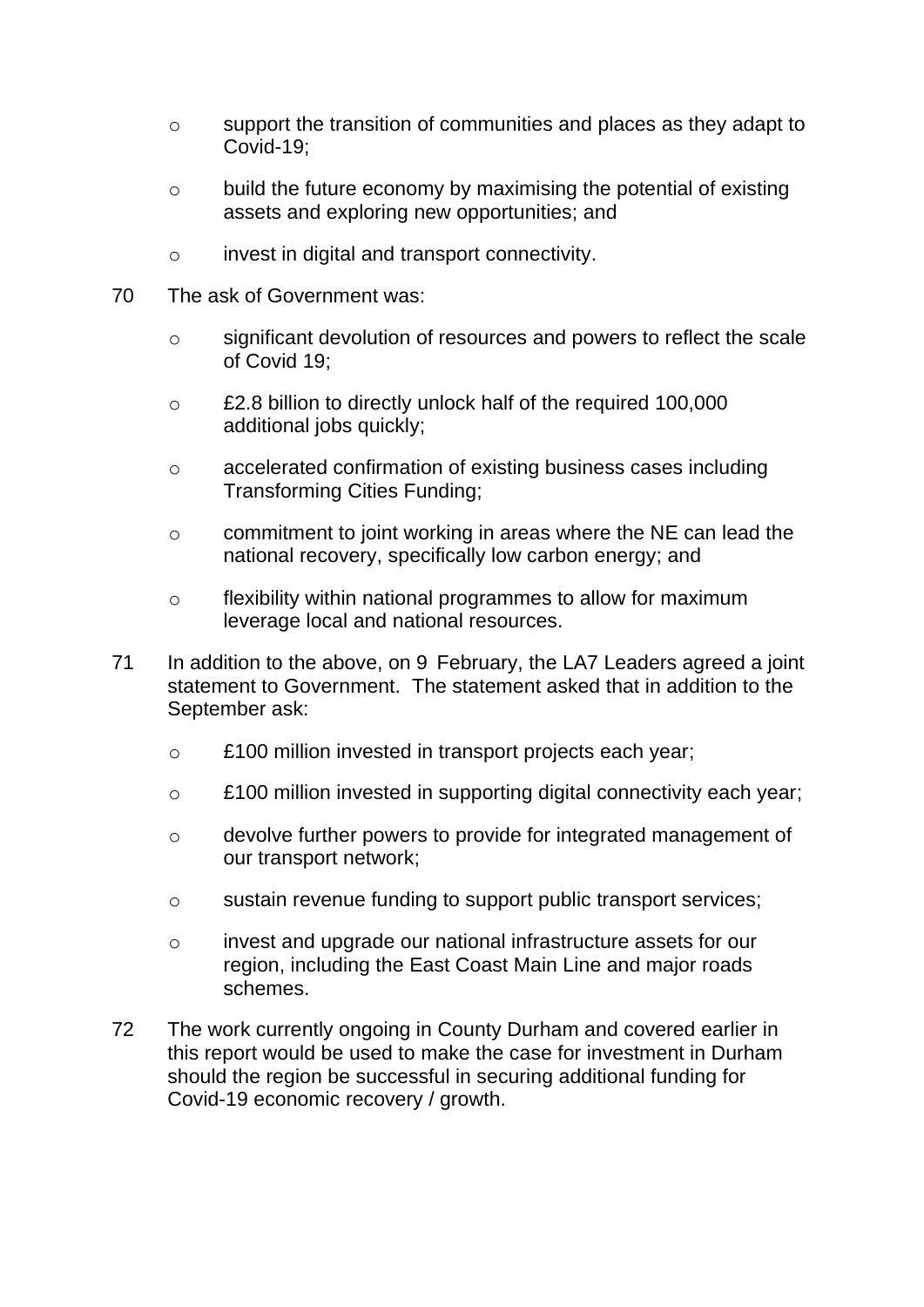- support the transition of communities and places as they adapt to Covid-19;
- build the future economy by maximising the potential of existing assets and exploring new opportunities; and
- invest in digital and transport connectivity.

70 The ask of Government was:

- significant devolution of resources and powers to reflect the scale of Covid 19;
- £2.8 billion to directly unlock half of the required 100,000 additional jobs quickly;
- accelerated confirmation of existing business cases including Transforming Cities Funding;
- commitment to joint working in areas where the NE can lead the national recovery, specifically low carbon energy; and
- flexibility within national programmes to allow for maximum leverage local and national resources.

71 In addition to the above, on 9 February, the LA7 Leaders agreed a joint statement to Government. The statement asked that in addition to the September ask:

- £100 million invested in transport projects each year;
- £100 million invested in supporting digital connectivity each year;
- devolve further powers to provide for integrated management of our transport network;
- sustain revenue funding to support public transport services;
- invest and upgrade our national infrastructure assets for our region, including the East Coast Main Line and major roads schemes.

72 The work currently ongoing in County Durham and covered earlier in this report would be used to make the case for investment in Durham should the region be successful in securing additional funding for Covid-19 economic recovery / growth.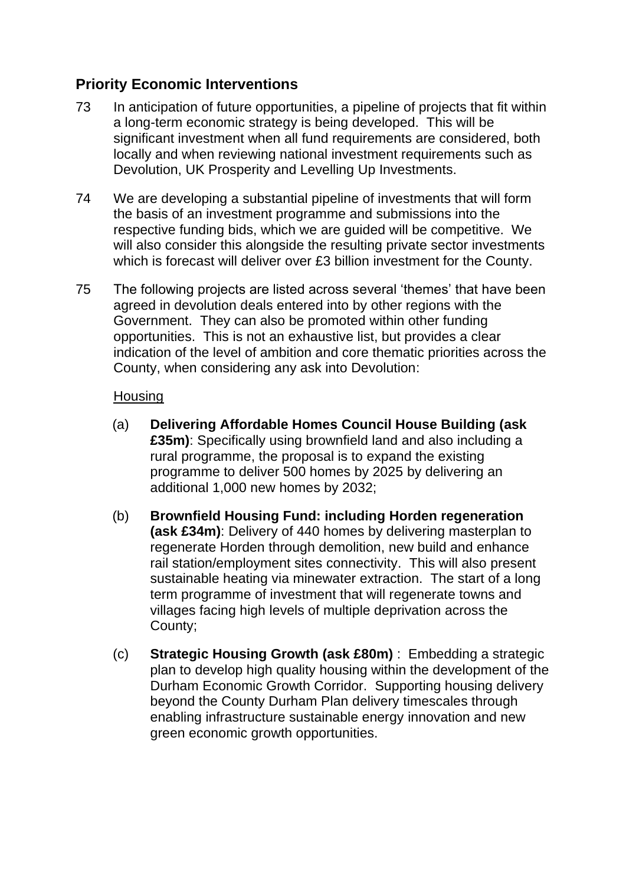## Priority Economic Interventions

73 In anticipation of future opportunities, a pipeline of projects that fit within a long-term economic strategy is being developed. This will be significant investment when all fund requirements are considered, both locally and when reviewing national investment requirements such as Devolution, UK Prosperity and Levelling Up Investments.

74 We are developing a substantial pipeline of investments that will form the basis of an investment programme and submissions into the respective funding bids, which we are guided will be competitive. We will also consider this alongside the resulting private sector investments which is forecast will deliver over £3 billion investment for the County.

75 The following projects are listed across several 'themes' that have been agreed in devolution deals entered into by other regions with the Government. They can also be promoted within other funding opportunities. This is not an exhaustive list, but provides a clear indication of the level of ambition and core thematic priorities across the County, when considering any ask into Devolution:

<u>Housing</u>

(a) **Delivering Affordable Homes Council House Building (ask £35m)**: Specifically using brownfield land and also including a rural programme, the proposal is to expand the existing programme to deliver 500 homes by 2025 by delivering an additional 1,000 new homes by 2032;

(b) **Brownfield Housing Fund: including Horden regeneration (ask £34m)**: Delivery of 440 homes by delivering masterplan to regenerate Horden through demolition, new build and enhance rail station/employment sites connectivity. This will also present sustainable heating via minewater extraction. The start of a long term programme of investment that will regenerate towns and villages facing high levels of multiple deprivation across the County;

(c) **Strategic Housing Growth (ask £80m)** : Embedding a strategic plan to develop high quality housing within the development of the Durham Economic Growth Corridor. Supporting housing delivery beyond the County Durham Plan delivery timescales through enabling infrastructure sustainable energy innovation and new green economic growth opportunities.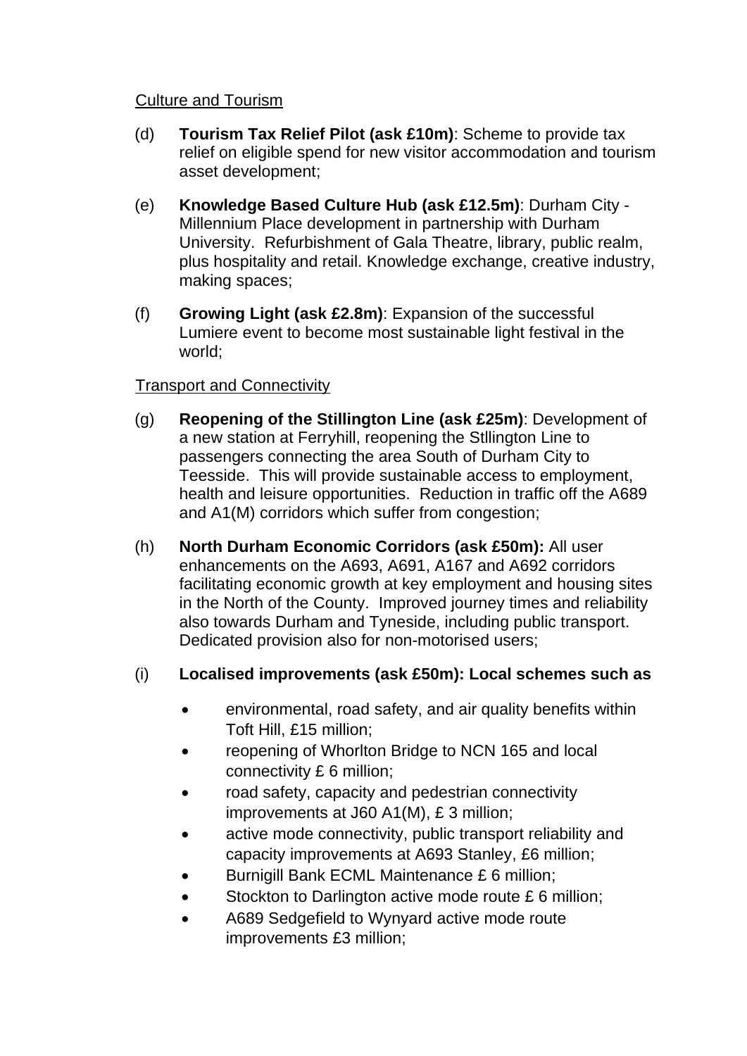Culture and Tourism

(d) **Tourism Tax Relief Pilot (ask £10m)**: Scheme to provide tax relief on eligible spend for new visitor accommodation and tourism asset development;

(e) **Knowledge Based Culture Hub (ask £12.5m)**: Durham City - Millennium Place development in partnership with Durham University. Refurbishment of Gala Theatre, library, public realm, plus hospitality and retail. Knowledge exchange, creative industry, making spaces;

(f) **Growing Light (ask £2.8m)**: Expansion of the successful Lumiere event to become most sustainable light festival in the world;

Transport and Connectivity

(g) **Reopening of the Stillington Line (ask £25m)**: Development of a new station at Ferryhill, reopening the Stllington Line to passengers connecting the area South of Durham City to Teesside. This will provide sustainable access to employment, health and leisure opportunities. Reduction in traffic off the A689 and A1(M) corridors which suffer from congestion;

(h) **North Durham Economic Corridors (ask £50m):** All user enhancements on the A693, A691, A167 and A692 corridors facilitating economic growth at key employment and housing sites in the North of the County. Improved journey times and reliability also towards Durham and Tyneside, including public transport. Dedicated provision also for non-motorised users;

(i) **Localised improvements (ask £50m): Local schemes such as**

- environmental, road safety, and air quality benefits within Toft Hill, £15 million;
- reopening of Whorlton Bridge to NCN 165 and local connectivity £ 6 million;
- road safety, capacity and pedestrian connectivity improvements at J60 A1(M), £ 3 million;
- active mode connectivity, public transport reliability and capacity improvements at A693 Stanley, £6 million;
- Burnigill Bank ECML Maintenance £ 6 million;
- Stockton to Darlington active mode route £ 6 million;
- A689 Sedgefield to Wynyard active mode route improvements £3 million;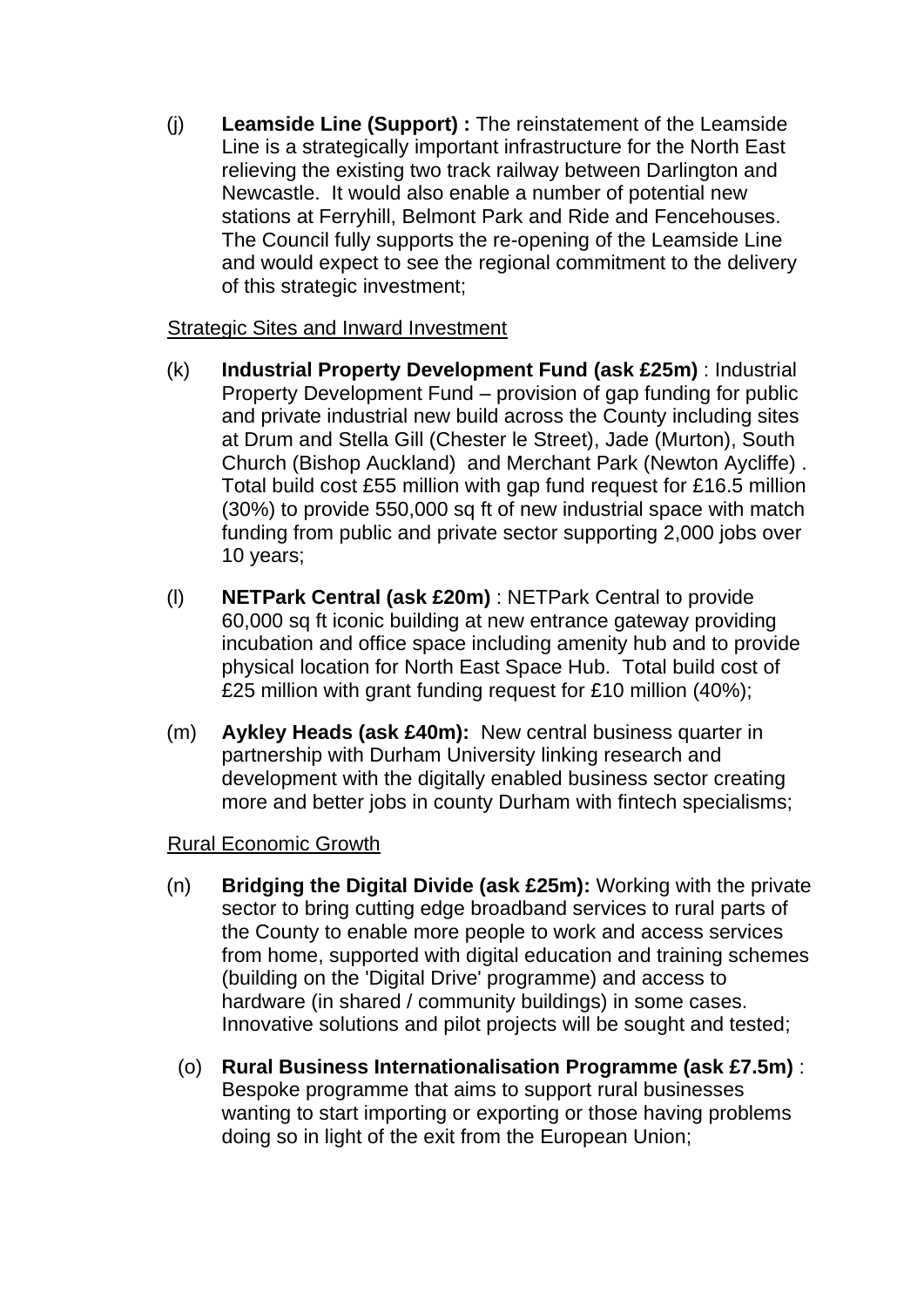(j) **Leamside Line (Support) :** The reinstatement of the Leamside Line is a strategically important infrastructure for the North East relieving the existing two track railway between Darlington and Newcastle. It would also enable a number of potential new stations at Ferryhill, Belmont Park and Ride and Fencehouses. The Council fully supports the re-opening of the Leamside Line and would expect to see the regional commitment to the delivery of this strategic investment;

<u>Strategic Sites and Inward Investment</u>

(k) **Industrial Property Development Fund (ask £25m)** : Industrial Property Development Fund – provision of gap funding for public and private industrial new build across the County including sites at Drum and Stella Gill (Chester le Street), Jade (Murton), South Church (Bishop Auckland) and Merchant Park (Newton Aycliffe) . Total build cost £55 million with gap fund request for £16.5 million (30%) to provide 550,000 sq ft of new industrial space with match funding from public and private sector supporting 2,000 jobs over 10 years;

(l) **NETPark Central (ask £20m)** : NETPark Central to provide 60,000 sq ft iconic building at new entrance gateway providing incubation and office space including amenity hub and to provide physical location for North East Space Hub. Total build cost of £25 million with grant funding request for £10 million (40%);

(m) **Aykley Heads (ask £40m):** New central business quarter in partnership with Durham University linking research and development with the digitally enabled business sector creating more and better jobs in county Durham with fintech specialisms;

<u>Rural Economic Growth</u>

(n) **Bridging the Digital Divide (ask £25m):** Working with the private sector to bring cutting edge broadband services to rural parts of the County to enable more people to work and access services from home, supported with digital education and training schemes (building on the 'Digital Drive' programme) and access to hardware (in shared / community buildings) in some cases. Innovative solutions and pilot projects will be sought and tested;

(o) **Rural Business Internationalisation Programme (ask £7.5m)** : Bespoke programme that aims to support rural businesses wanting to start importing or exporting or those having problems doing so in light of the exit from the European Union;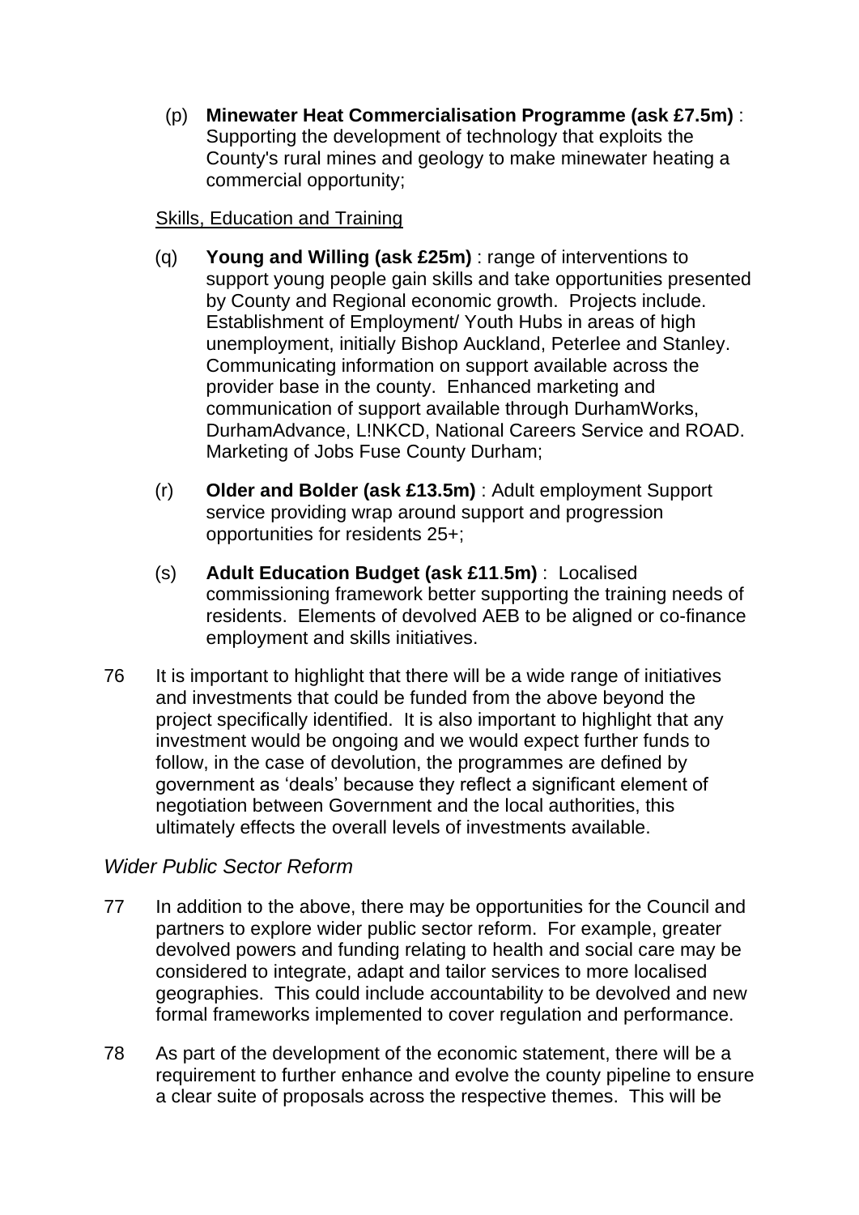(p) **Minewater Heat Commercialisation Programme (ask £7.5m)** : Supporting the development of technology that exploits the County's rural mines and geology to make minewater heating a commercial opportunity;

<u>Skills, Education and Training</u>

(q) **Young and Willing (ask £25m)** : range of interventions to support young people gain skills and take opportunities presented by County and Regional economic growth. Projects include. Establishment of Employment/ Youth Hubs in areas of high unemployment, initially Bishop Auckland, Peterlee and Stanley. Communicating information on support available across the provider base in the county. Enhanced marketing and communication of support available through DurhamWorks, DurhamAdvance, L!NKCD, National Careers Service and ROAD. Marketing of Jobs Fuse County Durham;

(r) **Older and Bolder (ask £13.5m)** : Adult employment Support service providing wrap around support and progression opportunities for residents 25+;

(s) **Adult Education Budget (ask £11.5m)** : Localised commissioning framework better supporting the training needs of residents. Elements of devolved AEB to be aligned or co-finance employment and skills initiatives.

76 It is important to highlight that there will be a wide range of initiatives and investments that could be funded from the above beyond the project specifically identified. It is also important to highlight that any investment would be ongoing and we would expect further funds to follow, in the case of devolution, the programmes are defined by government as 'deals' because they reflect a significant element of negotiation between Government and the local authorities, this ultimately effects the overall levels of investments available.

### *Wider Public Sector Reform*

77 In addition to the above, there may be opportunities for the Council and partners to explore wider public sector reform. For example, greater devolved powers and funding relating to health and social care may be considered to integrate, adapt and tailor services to more localised geographies. This could include accountability to be devolved and new formal frameworks implemented to cover regulation and performance.

78 As part of the development of the economic statement, there will be a requirement to further enhance and evolve the county pipeline to ensure a clear suite of proposals across the respective themes. This will be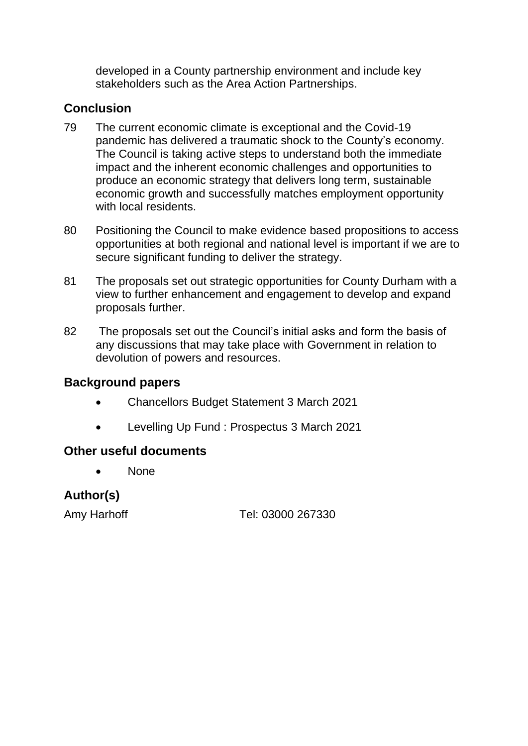developed in a County partnership environment and include key stakeholders such as the Area Action Partnerships.

## Conclusion

79 The current economic climate is exceptional and the Covid-19 pandemic has delivered a traumatic shock to the County's economy. The Council is taking active steps to understand both the immediate impact and the inherent economic challenges and opportunities to produce an economic strategy that delivers long term, sustainable economic growth and successfully matches employment opportunity with local residents.

80 Positioning the Council to make evidence based propositions to access opportunities at both regional and national level is important if we are to secure significant funding to deliver the strategy.

81 The proposals set out strategic opportunities for County Durham with a view to further enhancement and engagement to develop and expand proposals further.

82 The proposals set out the Council's initial asks and form the basis of any discussions that may take place with Government in relation to devolution of powers and resources.

## Background papers

- Chancellors Budget Statement 3 March 2021
- Levelling Up Fund : Prospectus 3 March 2021

## Other useful documents

- None

## Author(s)

Amy Harhoff Tel: 03000 267330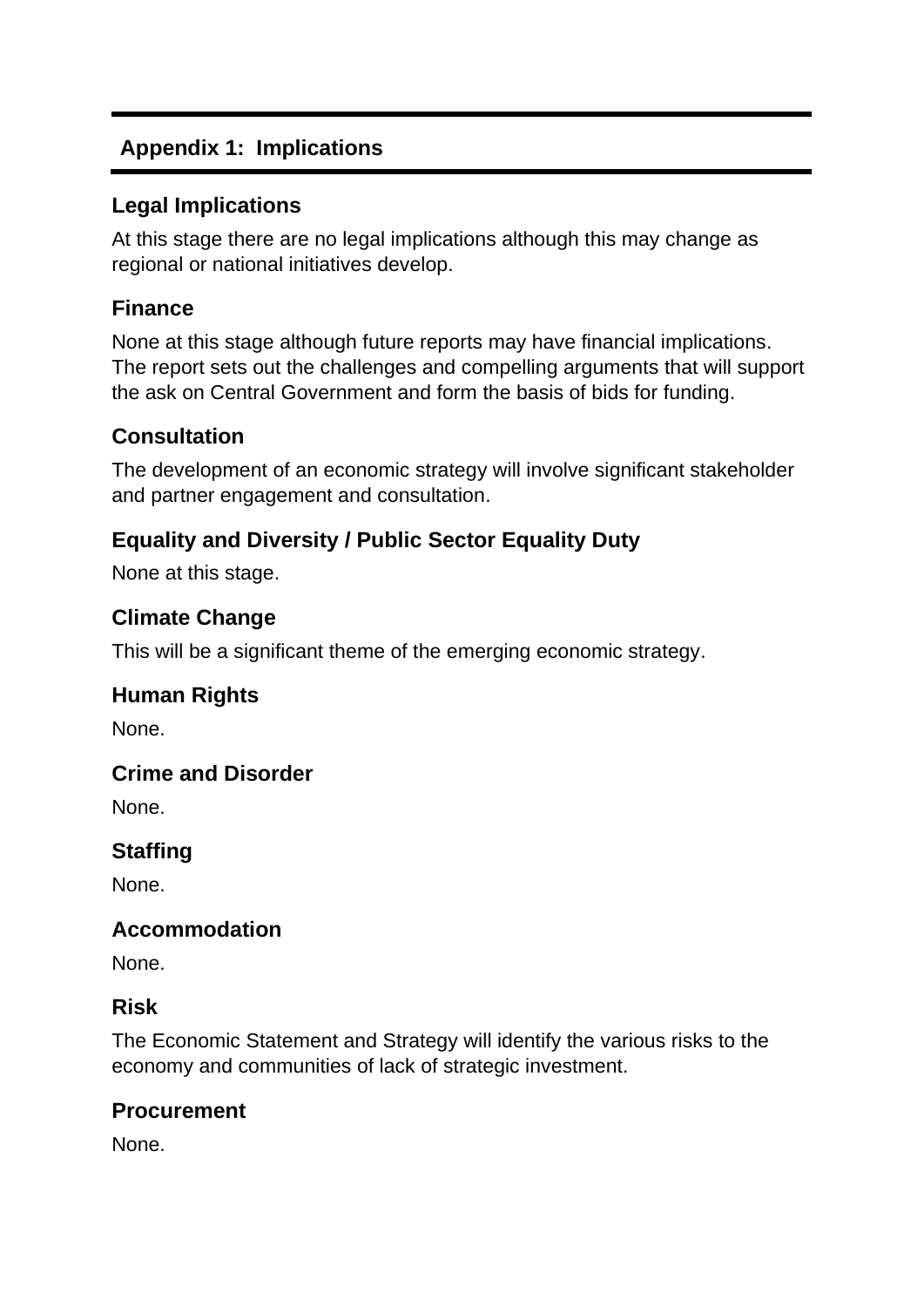## Appendix 1: Implications

### Legal Implications

At this stage there are no legal implications although this may change as regional or national initiatives develop.

### Finance

None at this stage although future reports may have financial implications. The report sets out the challenges and compelling arguments that will support the ask on Central Government and form the basis of bids for funding.

### Consultation

The development of an economic strategy will involve significant stakeholder and partner engagement and consultation.

### Equality and Diversity / Public Sector Equality Duty

None at this stage.

### Climate Change

This will be a significant theme of the emerging economic strategy.

### Human Rights

None.

### Crime and Disorder

None.

### Staffing

None.

### Accommodation

None.

### Risk

The Economic Statement and Strategy will identify the various risks to the economy and communities of lack of strategic investment.

### Procurement

None.